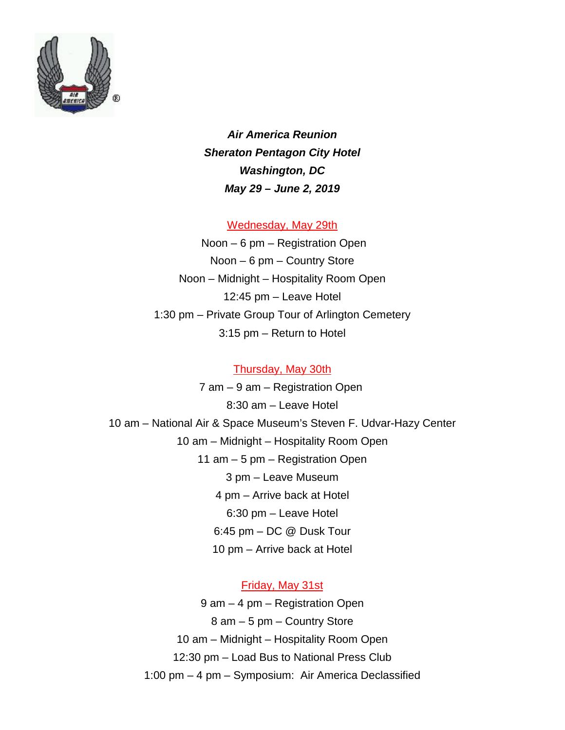***Air America Reunion***
***Sheraton Pentagon City Hotel***
***Washington, DC***
***May 29 – June 2, 2019***

## Wednesday, May 29th

Noon – 6 pm – Registration Open
Noon – 6 pm – Country Store
Noon – Midnight – Hospitality Room Open
12:45 pm – Leave Hotel
1:30 pm – Private Group Tour of Arlington Cemetery
3:15 pm – Return to Hotel

## Thursday, May 30th

7 am – 9 am – Registration Open
8:30 am – Leave Hotel
10 am – National Air & Space Museum's Steven F. Udvar-Hazy Center
10 am – Midnight – Hospitality Room Open
11 am – 5 pm – Registration Open
3 pm – Leave Museum
4 pm – Arrive back at Hotel
6:30 pm – Leave Hotel
6:45 pm – DC @ Dusk Tour
10 pm – Arrive back at Hotel

## Friday, May 31st

9 am – 4 pm – Registration Open
8 am – 5 pm – Country Store
10 am – Midnight – Hospitality Room Open
12:30 pm – Load Bus to National Press Club
1:00 pm – 4 pm – Symposium: Air America Declassified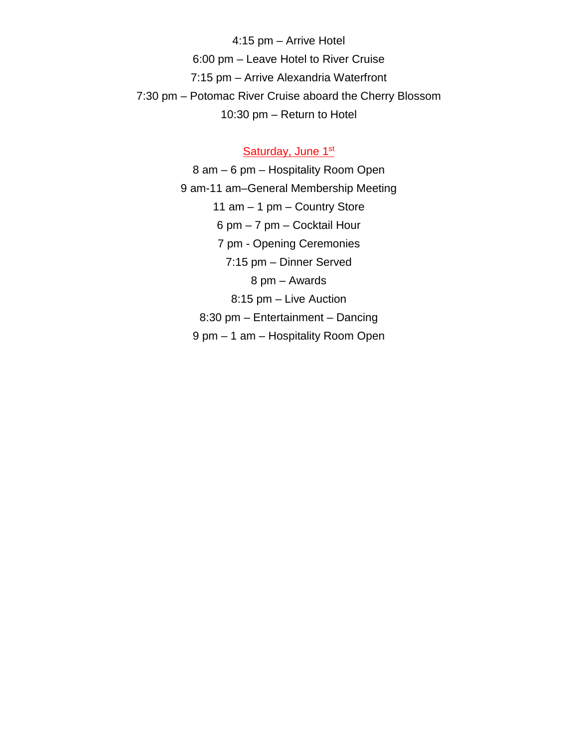4:15 pm – Arrive Hotel

6:00 pm – Leave Hotel to River Cruise

7:15 pm – Arrive Alexandria Waterfront

7:30 pm – Potomac River Cruise aboard the Cherry Blossom

10:30 pm – Return to Hotel

## Saturday, June 1st

8 am – 6 pm – Hospitality Room Open

9 am-11 am–General Membership Meeting

11 am – 1 pm – Country Store

6 pm – 7 pm – Cocktail Hour

7 pm - Opening Ceremonies

7:15 pm – Dinner Served

8 pm – Awards

8:15 pm – Live Auction

8:30 pm – Entertainment – Dancing

9 pm – 1 am – Hospitality Room Open